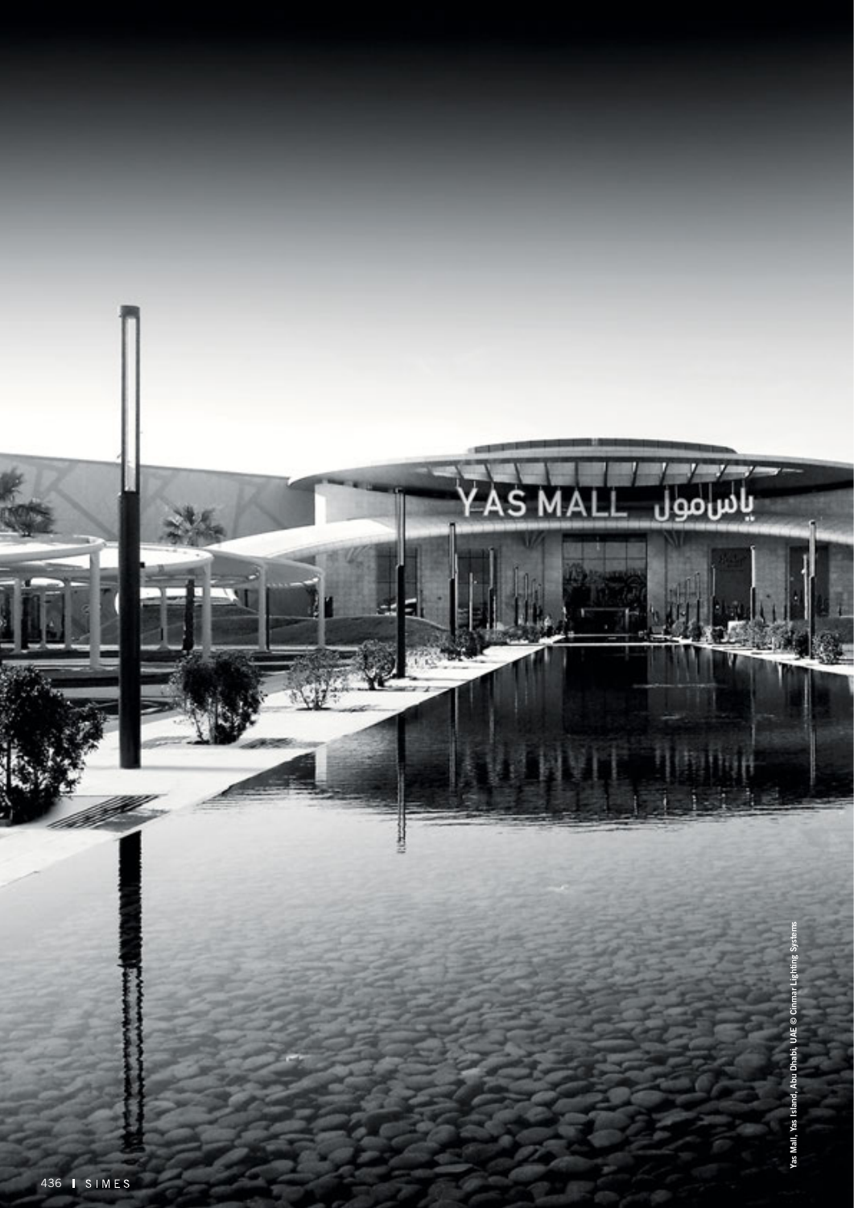Yas Mall, Yas Island, Abu Dhabi, UAE © Cinmar Lighting Systems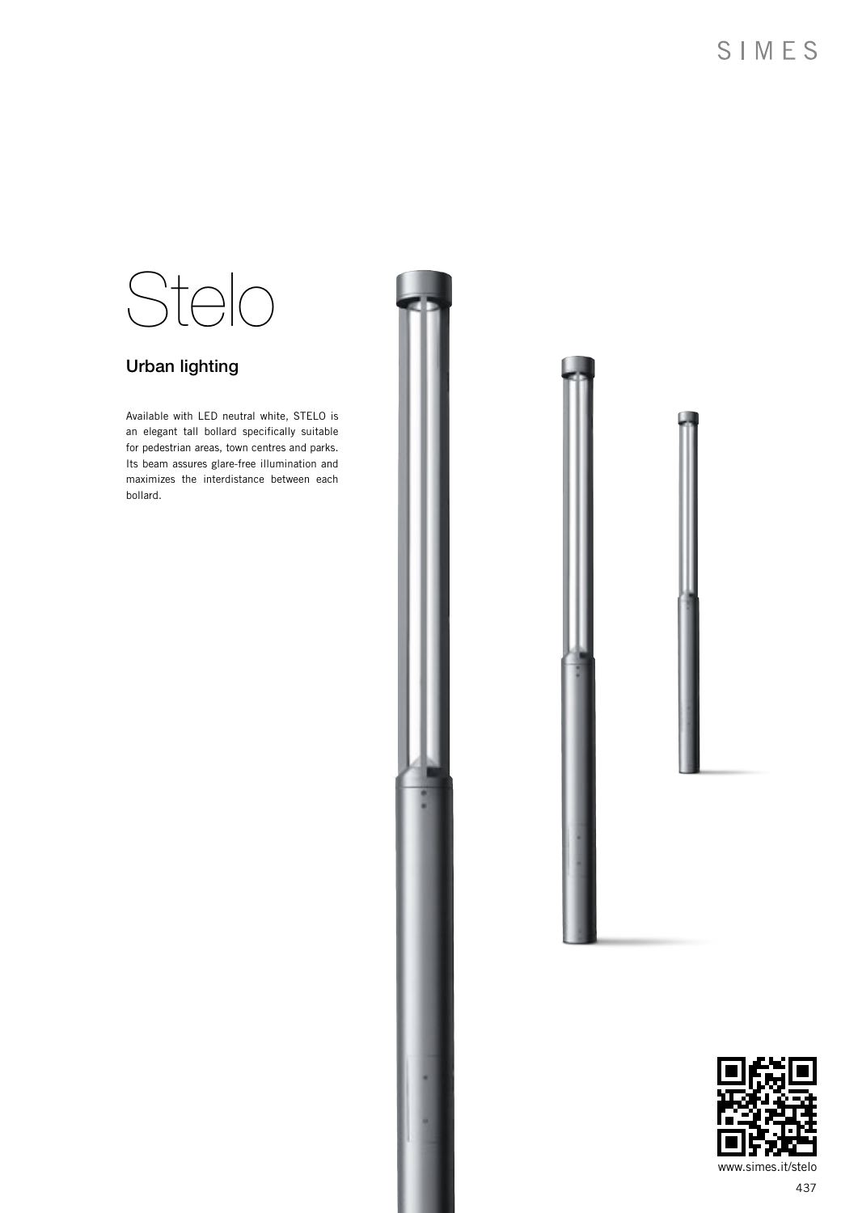# Stelo

## Urban lighting

Available with LED neutral white, STELO is an elegant tall bollard specifically suitable for pedestrian areas, town centres and parks. Its beam assures glare-free illumination and maximizes the interdistance between each bollard.

www.simes.it/stelo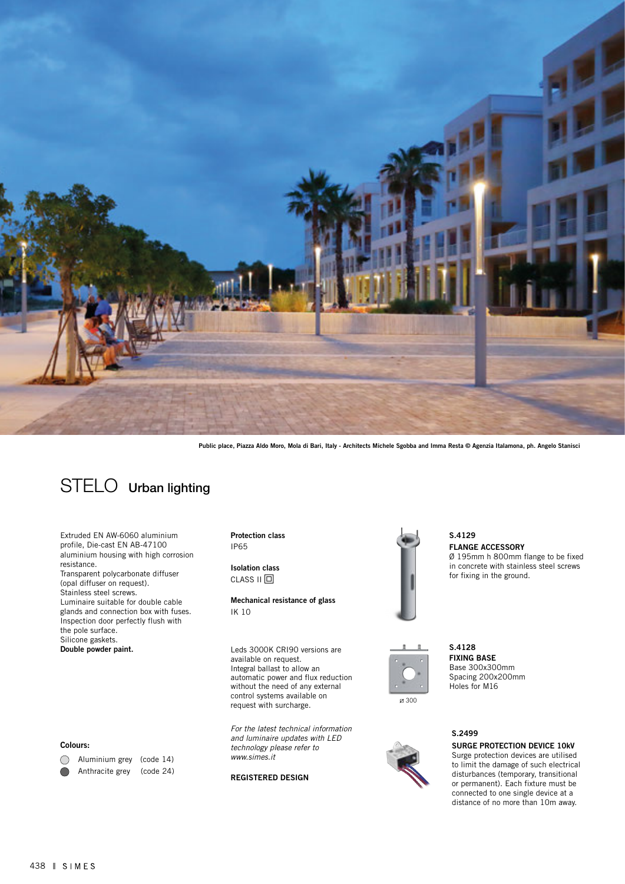Public place, Piazza Aldo Moro, Mola di Bari, Italy - Architects Michele Sgobba and Imma Resta © Agenzia Italamona, ph. Angelo Stanisci

# STELO **Urban lighting**

Extruded EN AW-6060 aluminium profile, Die-cast EN AB-47100 aluminium housing with high corrosion resistance.
Transparent polycarbonate diffuser (opal diffuser on request).
Stainless steel screws.
Luminaire suitable for double cable glands and connection box with fuses.
Inspection door perfectly flush with the pole surface.
Silicone gaskets.
**Double powder paint.**

**Colours:**

- Aluminium grey (code 14)
- Anthracite grey (code 24)

**Protection class**
IP65

**Isolation class**
CLASS II

**Mechanical resistance of glass**
IK 10

Leds 3000K CRI90 versions are available on request.
Integral ballast to allow an automatic power and flux reduction without the need of any external control systems available on request with surcharge.

*For the latest technical information and luminaire updates with LED technology please refer to www.simes.it*

**REGISTERED DESIGN**

**S.4129**
**FLANGE ACCESSORY**
Ø 195mm h 800mm flange to be fixed in concrete with stainless steel screws for fixing in the ground.

**S.4128**
**FIXING BASE**
Base 300x300mm
Spacing 200x200mm
Holes for M16

ø 300

**S.2499**
**SURGE PROTECTION DEVICE 10kV**
Surge protection devices are utilised to limit the damage of such electrical disturbances (temporary, transitional or permanent). Each fixture must be connected to one single device at a distance of no more than 10m away.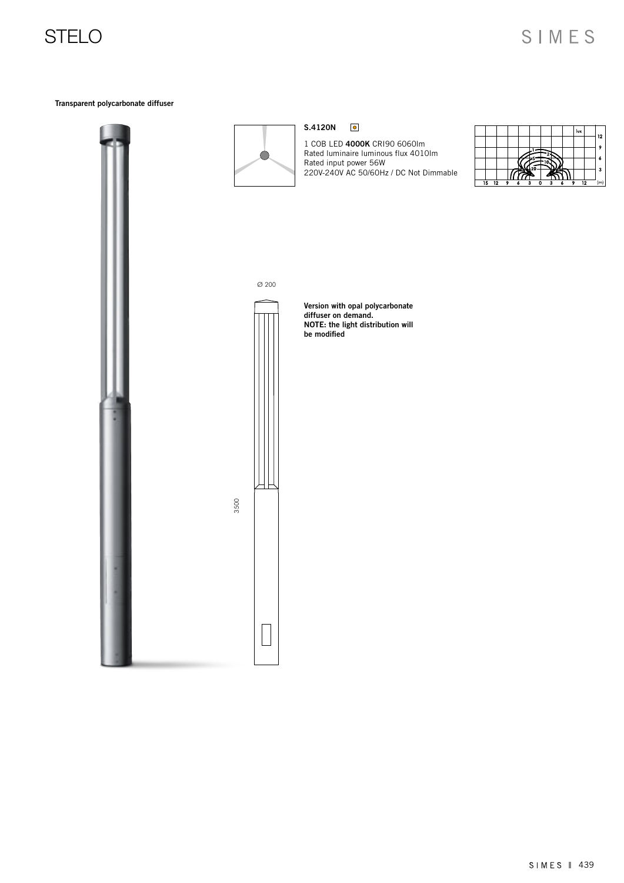# STELO

**Transparent polycarbonate diffuser**

**S.4120N**

1 COB LED **4000K** CRI90 6060lm
Rated luminaire luminous flux 4010lm
Rated input power 56W
220V-240V AC 50/60Hz / DC Not Dimmable

lux
12
9
6
3
1
2
5
10
20
15 12 9 6 3 0 3 6 9 12 (m)

Ø 200

3500

**Version with opal polycarbonate diffuser on demand.**
**NOTE: the light distribution will be modified**